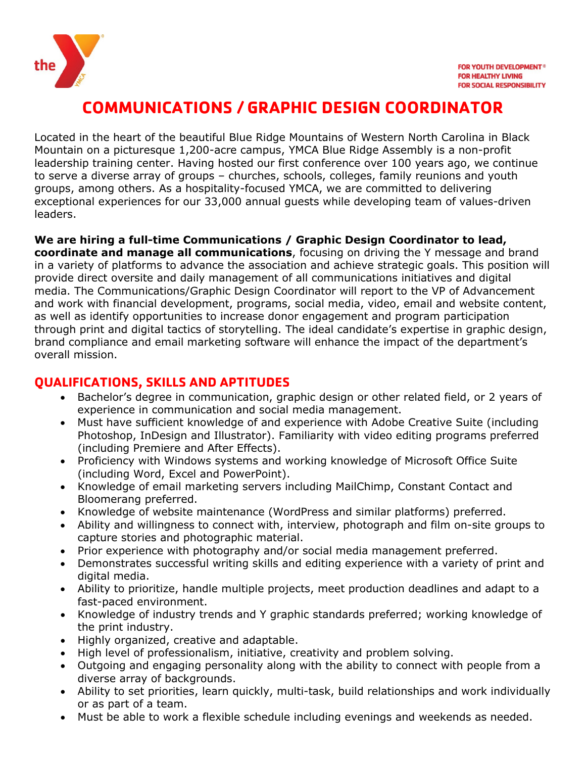FOR YOUTH DEVELOPMENT®
FOR HEALTHY LIVING
FOR SOCIAL RESPONSIBILITY

# COMMUNICATIONS / GRAPHIC DESIGN COORDINATOR

Located in the heart of the beautiful Blue Ridge Mountains of Western North Carolina in Black Mountain on a picturesque 1,200-acre campus, YMCA Blue Ridge Assembly is a non-profit leadership training center. Having hosted our first conference over 100 years ago, we continue to serve a diverse array of groups – churches, schools, colleges, family reunions and youth groups, among others. As a hospitality-focused YMCA, we are committed to delivering exceptional experiences for our 33,000 annual guests while developing team of values-driven leaders.

**We are hiring a full-time Communications / Graphic Design Coordinator to lead, coordinate and manage all communications**, focusing on driving the Y message and brand in a variety of platforms to advance the association and achieve strategic goals. This position will provide direct oversite and daily management of all communications initiatives and digital media. The Communications/Graphic Design Coordinator will report to the VP of Advancement and work with financial development, programs, social media, video, email and website content, as well as identify opportunities to increase donor engagement and program participation through print and digital tactics of storytelling. The ideal candidate's expertise in graphic design, brand compliance and email marketing software will enhance the impact of the department's overall mission.

## QUALIFICATIONS, SKILLS AND APTITUDES

- Bachelor's degree in communication, graphic design or other related field, or 2 years of experience in communication and social media management.
- Must have sufficient knowledge of and experience with Adobe Creative Suite (including Photoshop, InDesign and Illustrator). Familiarity with video editing programs preferred (including Premiere and After Effects).
- Proficiency with Windows systems and working knowledge of Microsoft Office Suite (including Word, Excel and PowerPoint).
- Knowledge of email marketing servers including MailChimp, Constant Contact and Bloomerang preferred.
- Knowledge of website maintenance (WordPress and similar platforms) preferred.
- Ability and willingness to connect with, interview, photograph and film on-site groups to capture stories and photographic material.
- Prior experience with photography and/or social media management preferred.
- Demonstrates successful writing skills and editing experience with a variety of print and digital media.
- Ability to prioritize, handle multiple projects, meet production deadlines and adapt to a fast-paced environment.
- Knowledge of industry trends and Y graphic standards preferred; working knowledge of the print industry.
- Highly organized, creative and adaptable.
- High level of professionalism, initiative, creativity and problem solving.
- Outgoing and engaging personality along with the ability to connect with people from a diverse array of backgrounds.
- Ability to set priorities, learn quickly, multi-task, build relationships and work individually or as part of a team.
- Must be able to work a flexible schedule including evenings and weekends as needed.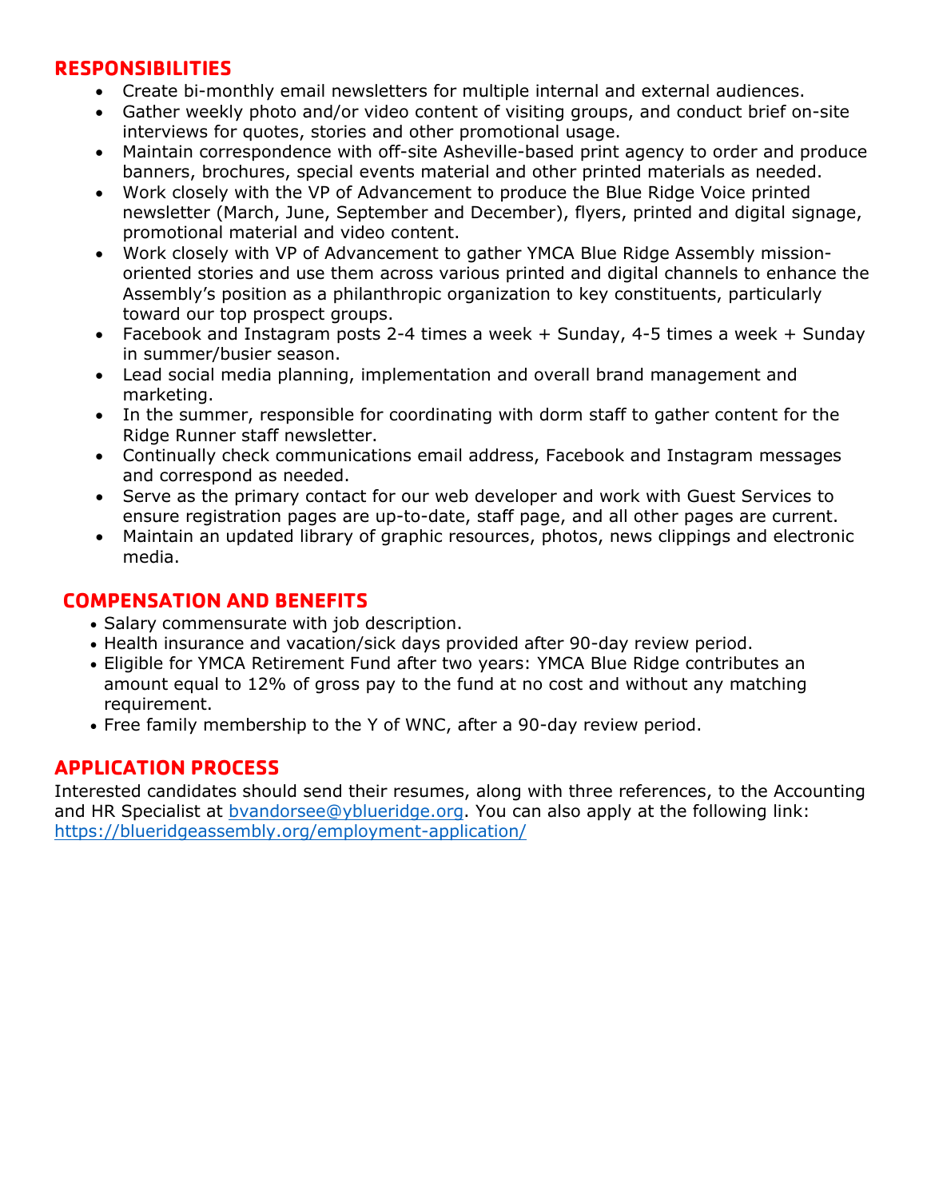## RESPONSIBILITIES

- Create bi-monthly email newsletters for multiple internal and external audiences.
- Gather weekly photo and/or video content of visiting groups, and conduct brief on-site interviews for quotes, stories and other promotional usage.
- Maintain correspondence with off-site Asheville-based print agency to order and produce banners, brochures, special events material and other printed materials as needed.
- Work closely with the VP of Advancement to produce the Blue Ridge Voice printed newsletter (March, June, September and December), flyers, printed and digital signage, promotional material and video content.
- Work closely with VP of Advancement to gather YMCA Blue Ridge Assembly mission-oriented stories and use them across various printed and digital channels to enhance the Assembly's position as a philanthropic organization to key constituents, particularly toward our top prospect groups.
- Facebook and Instagram posts 2-4 times a week + Sunday, 4-5 times a week + Sunday in summer/busier season.
- Lead social media planning, implementation and overall brand management and marketing.
- In the summer, responsible for coordinating with dorm staff to gather content for the Ridge Runner staff newsletter.
- Continually check communications email address, Facebook and Instagram messages and correspond as needed.
- Serve as the primary contact for our web developer and work with Guest Services to ensure registration pages are up-to-date, staff page, and all other pages are current.
- Maintain an updated library of graphic resources, photos, news clippings and electronic media.

## COMPENSATION AND BENEFITS

- Salary commensurate with job description.
- Health insurance and vacation/sick days provided after 90-day review period.
- Eligible for YMCA Retirement Fund after two years: YMCA Blue Ridge contributes an amount equal to 12% of gross pay to the fund at no cost and without any matching requirement.
- Free family membership to the Y of WNC, after a 90-day review period.

## APPLICATION PROCESS

Interested candidates should send their resumes, along with three references, to the Accounting and HR Specialist at [bvandorsee@yblueridge.org](mailto:bvandorsee@yblueridge.org). You can also apply at the following link: [https://blueridgeassembly.org/employment-application/](https://blueridgeassembly.org/employment-application/)